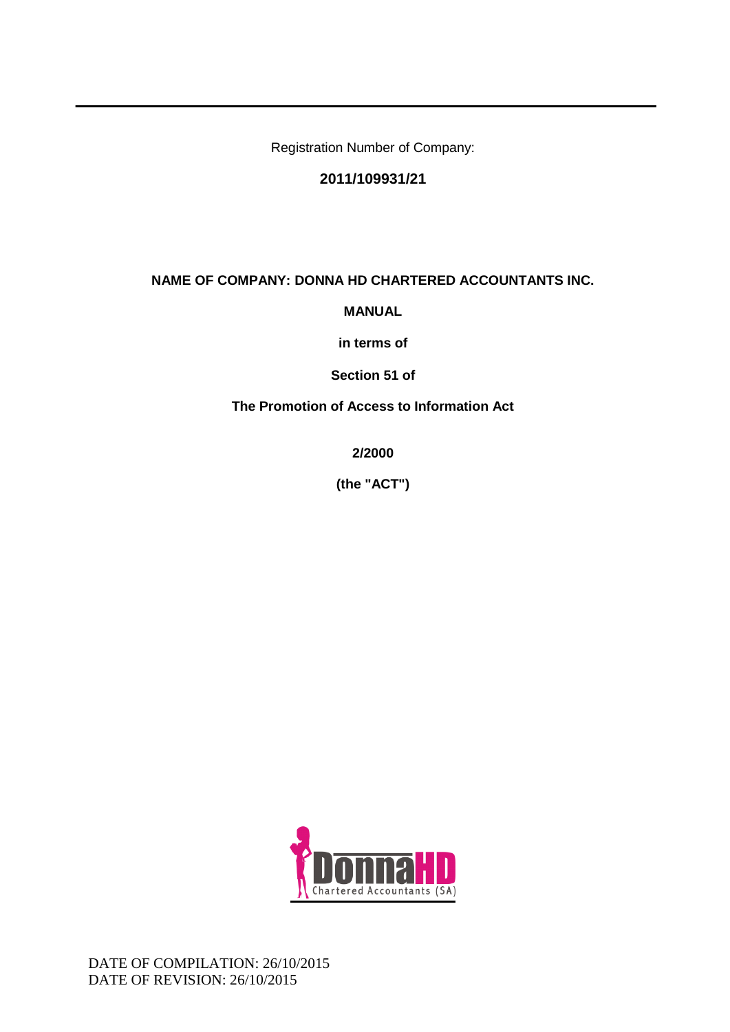Registration Number of Company:

**2011/109931/21**

**NAME OF COMPANY: DONNA HD CHARTERED ACCOUNTANTS INC.**

**MANUAL**

**in terms of**

**Section 51 of**

**The Promotion of Access to Information Act**

**2/2000**

**(the "ACT")**

DATE OF COMPILATION: 26/10/2015
DATE OF REVISION: 26/10/2015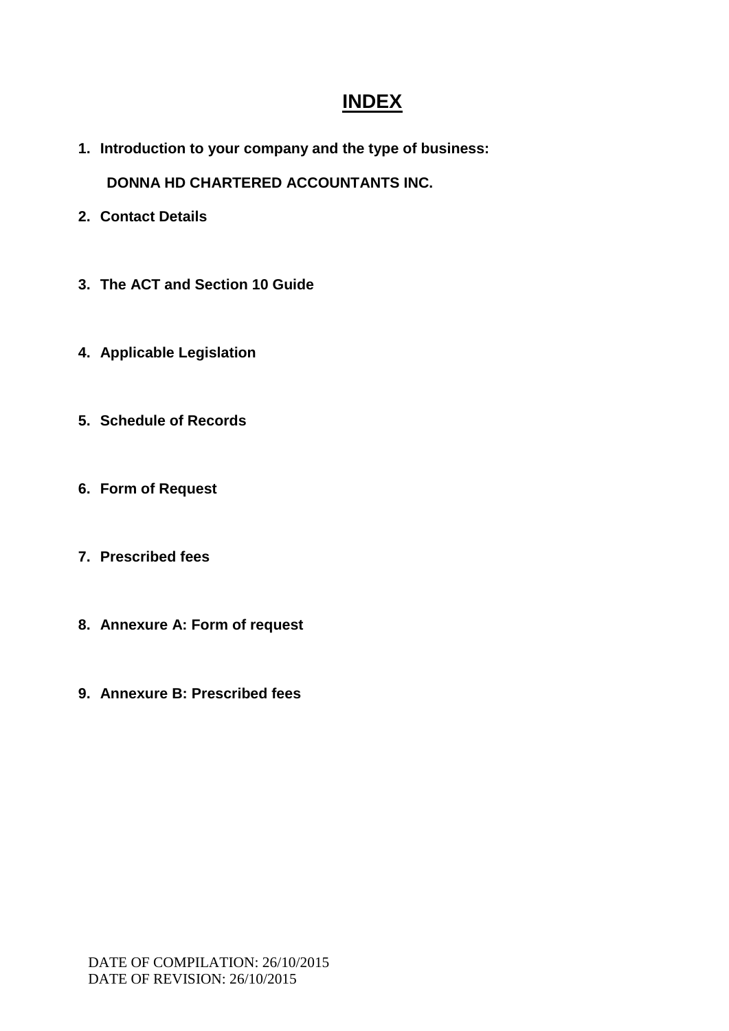# INDEX

1. **Introduction to your company and the type of business:**

   **DONNA HD CHARTERED ACCOUNTANTS INC.**

2. **Contact Details**

3. **The ACT and Section 10 Guide**

4. **Applicable Legislation**

5. **Schedule of Records**

6. **Form of Request**

7. **Prescribed fees**

8. **Annexure A: Form of request**

9. **Annexure B: Prescribed fees**

DATE OF COMPILATION: 26/10/2015
DATE OF REVISION: 26/10/2015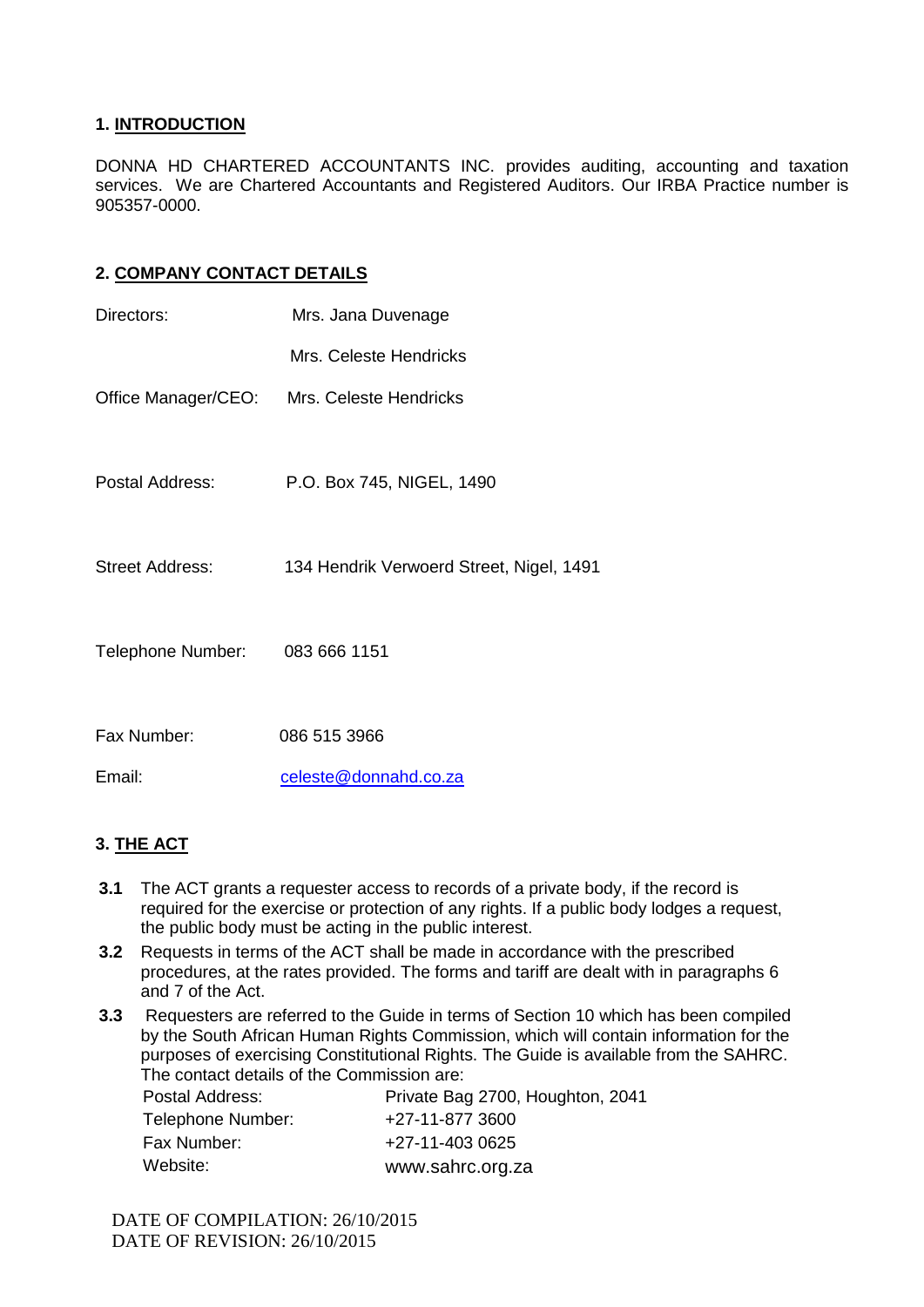## 1. INTRODUCTION

DONNA HD CHARTERED ACCOUNTANTS INC. provides auditing, accounting and taxation services. We are Chartered Accountants and Registered Auditors. Our IRBA Practice number is 905357-0000.

## 2. COMPANY CONTACT DETAILS

| | |
|---|---|
| Directors: | Mrs. Jana Duvenage |
| | Mrs. Celeste Hendricks |
| Office Manager/CEO: | Mrs. Celeste Hendricks |
| Postal Address: | P.O. Box 745, NIGEL, 1490 |
| Street Address: | 134 Hendrik Verwoerd Street, Nigel, 1491 |
| Telephone Number: | 083 666 1151 |
| Fax Number: | 086 515 3966 |
| Email: | celeste@donnahd.co.za |

## 3. THE ACT

**3.1** The ACT grants a requester access to records of a private body, if the record is required for the exercise or protection of any rights. If a public body lodges a request, the public body must be acting in the public interest.

**3.2** Requests in terms of the ACT shall be made in accordance with the prescribed procedures, at the rates provided. The forms and tariff are dealt with in paragraphs 6 and 7 of the Act.

**3.3** Requesters are referred to the Guide in terms of Section 10 which has been compiled by the South African Human Rights Commission, which will contain information for the purposes of exercising Constitutional Rights. The Guide is available from the SAHRC. The contact details of the Commission are:

| | |
|---|---|
| Postal Address: | Private Bag 2700, Houghton, 2041 |
| Telephone Number: | +27-11-877 3600 |
| Fax Number: | +27-11-403 0625 |
| Website: | www.sahrc.org.za |

DATE OF COMPILATION: 26/10/2015
DATE OF REVISION: 26/10/2015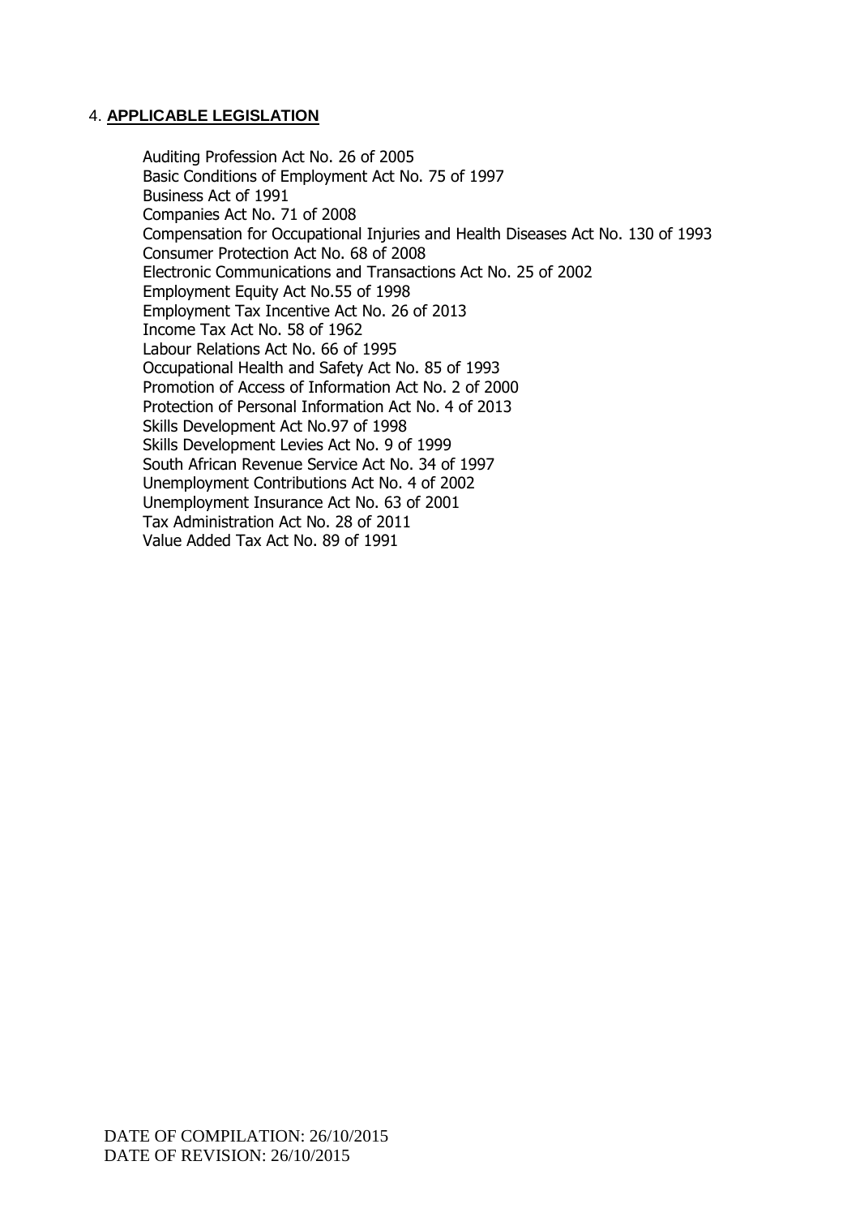## 4. **APPLICABLE LEGISLATION**

Auditing Profession Act No. 26 of 2005
Basic Conditions of Employment Act No. 75 of 1997
Business Act of 1991
Companies Act No. 71 of 2008
Compensation for Occupational Injuries and Health Diseases Act No. 130 of 1993
Consumer Protection Act No. 68 of 2008
Electronic Communications and Transactions Act No. 25 of 2002
Employment Equity Act No.55 of 1998
Employment Tax Incentive Act No. 26 of 2013
Income Tax Act No. 58 of 1962
Labour Relations Act No. 66 of 1995
Occupational Health and Safety Act No. 85 of 1993
Promotion of Access of Information Act No. 2 of 2000
Protection of Personal Information Act No. 4 of 2013
Skills Development Act No.97 of 1998
Skills Development Levies Act No. 9 of 1999
South African Revenue Service Act No. 34 of 1997
Unemployment Contributions Act No. 4 of 2002
Unemployment Insurance Act No. 63 of 2001
Tax Administration Act No. 28 of 2011
Value Added Tax Act No. 89 of 1991

DATE OF COMPILATION: 26/10/2015
DATE OF REVISION: 26/10/2015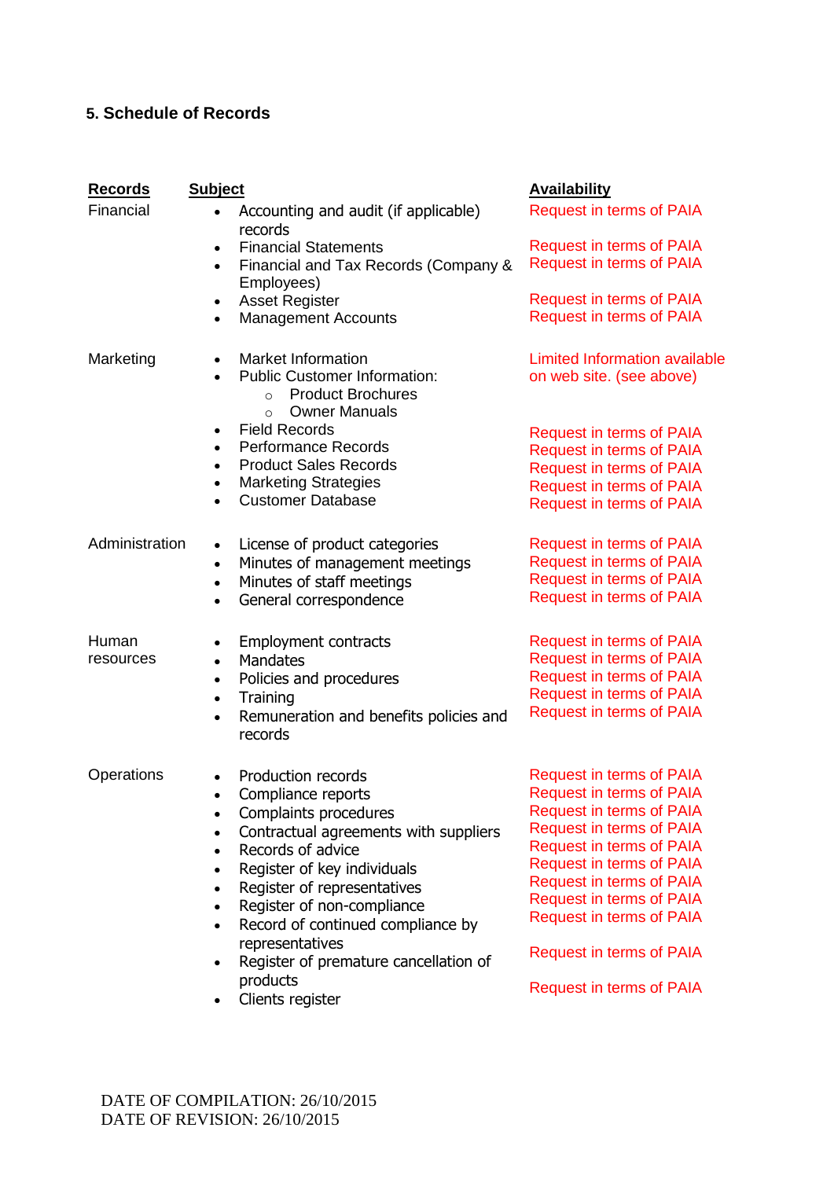### 5. Schedule of Records

| Records | Subject | Availability |
|---|---|---|
| Financial | • Accounting and audit (if applicable) records | Request in terms of PAIA |
| | • Financial Statements | Request in terms of PAIA |
| | • Financial and Tax Records (Company & Employees) | Request in terms of PAIA |
| | • Asset Register | Request in terms of PAIA |
| | • Management Accounts | Request in terms of PAIA |
| Marketing | • Market Information<br>• Public Customer Information:<br>  ○ Product Brochures<br>  ○ Owner Manuals | Limited Information available on web site. (see above) |
| | • Field Records | Request in terms of PAIA |
| | • Performance Records | Request in terms of PAIA |
| | • Product Sales Records | Request in terms of PAIA |
| | • Marketing Strategies | Request in terms of PAIA |
| | • Customer Database | Request in terms of PAIA |
| Administration | • License of product categories | Request in terms of PAIA |
| | • Minutes of management meetings | Request in terms of PAIA |
| | • Minutes of staff meetings | Request in terms of PAIA |
| | • General correspondence | Request in terms of PAIA |
| Human resources | • Employment contracts | Request in terms of PAIA |
| | • Mandates | Request in terms of PAIA |
| | • Policies and procedures | Request in terms of PAIA |
| | • Training | Request in terms of PAIA |
| | • Remuneration and benefits policies and records | Request in terms of PAIA |
| Operations | • Production records | Request in terms of PAIA |
| | • Compliance reports | Request in terms of PAIA |
| | • Complaints procedures | Request in terms of PAIA |
| | • Contractual agreements with suppliers | Request in terms of PAIA |
| | • Records of advice | Request in terms of PAIA |
| | • Register of key individuals | Request in terms of PAIA |
| | • Register of representatives | Request in terms of PAIA |
| | • Register of non-compliance | Request in terms of PAIA |
| | • Record of continued compliance by representatives | Request in terms of PAIA |
| | • Register of premature cancellation of products | Request in terms of PAIA |
| | • Clients register | Request in terms of PAIA |

DATE OF COMPILATION: 26/10/2015
DATE OF REVISION: 26/10/2015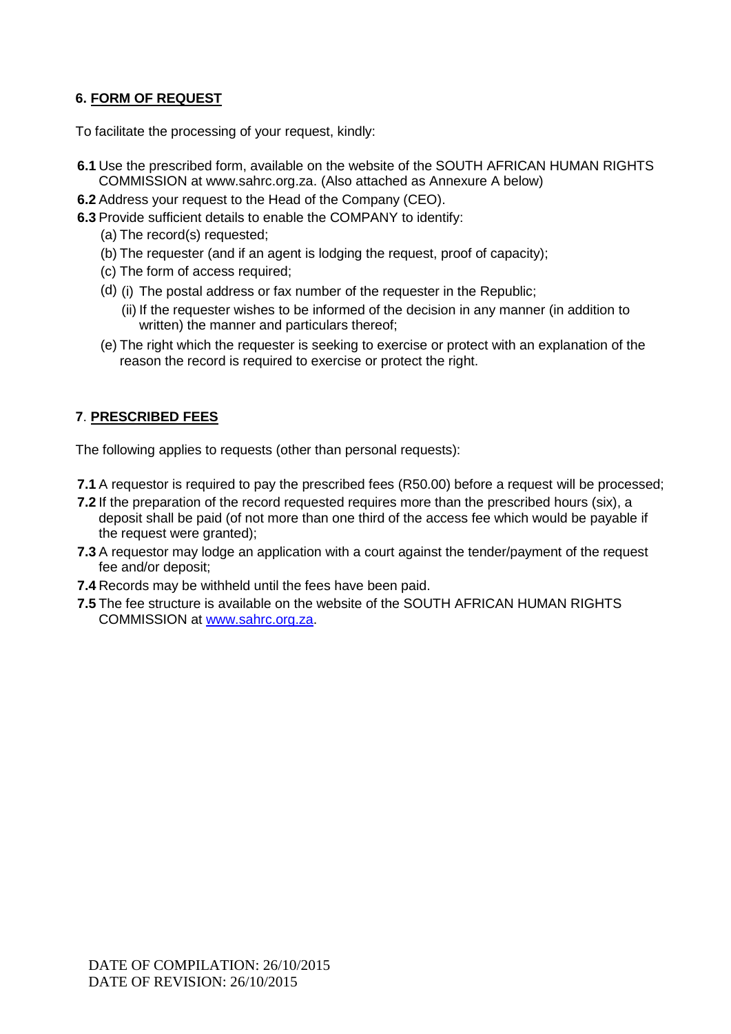## 6. FORM OF REQUEST

To facilitate the processing of your request, kindly:

**6.1** Use the prescribed form, available on the website of the SOUTH AFRICAN HUMAN RIGHTS COMMISSION at www.sahrc.org.za. (Also attached as Annexure A below)

**6.2** Address your request to the Head of the Company (CEO).

**6.3** Provide sufficient details to enable the COMPANY to identify:

- (a) The record(s) requested;
- (b) The requester (and if an agent is lodging the request, proof of capacity);
- (c) The form of access required;
- (d) (i) The postal address or fax number of the requester in the Republic;
  - (ii) If the requester wishes to be informed of the decision in any manner (in addition to written) the manner and particulars thereof;
- (e) The right which the requester is seeking to exercise or protect with an explanation of the reason the record is required to exercise or protect the right.

## 7. PRESCRIBED FEES

The following applies to requests (other than personal requests):

**7.1** A requestor is required to pay the prescribed fees (R50.00) before a request will be processed;

**7.2** If the preparation of the record requested requires more than the prescribed hours (six), a deposit shall be paid (of not more than one third of the access fee which would be payable if the request were granted);

**7.3** A requestor may lodge an application with a court against the tender/payment of the request fee and/or deposit;

**7.4** Records may be withheld until the fees have been paid.

**7.5** The fee structure is available on the website of the SOUTH AFRICAN HUMAN RIGHTS COMMISSION at www.sahrc.org.za.

DATE OF COMPILATION: 26/10/2015
DATE OF REVISION: 26/10/2015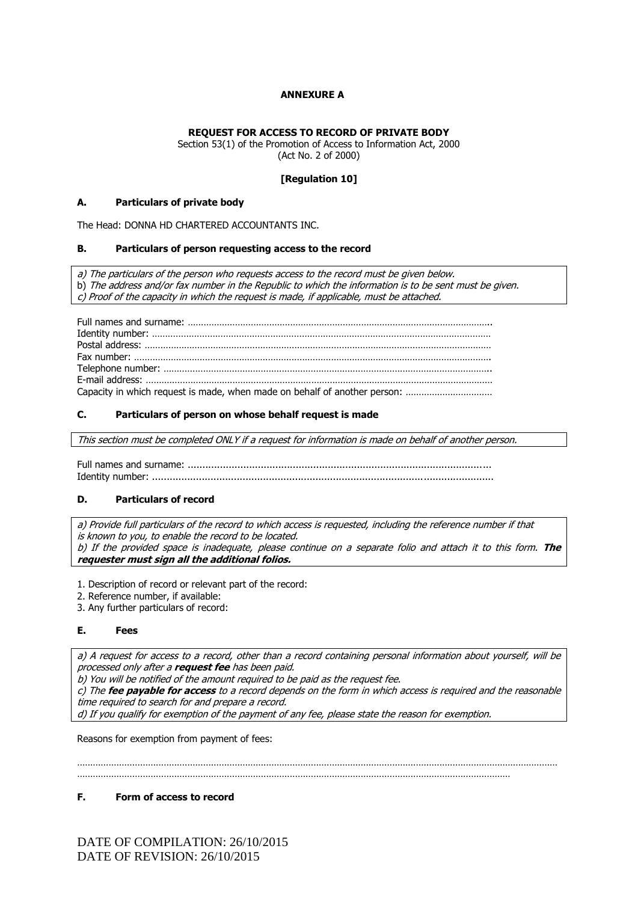**ANNEXURE A**

**REQUEST FOR ACCESS TO RECORD OF PRIVATE BODY**
Section 53(1) of the Promotion of Access to Information Act, 2000
(Act No. 2 of 2000)

**[Regulation 10]**

**A. Particulars of private body**

The Head: DONNA HD CHARTERED ACCOUNTANTS INC.

**B. Particulars of person requesting access to the record**

*a) The particulars of the person who requests access to the record must be given below.*
b) *The address and/or fax number in the Republic to which the information is to be sent must be given.*
*c) Proof of the capacity in which the request is made, if applicable, must be attached.*

Full names and surname: …………………………………………………………………………………………………….
Identity number: ……………………………………………………………………………………………………………
Postal address: ……………………………………………………………………………………………………………
Fax number: ………………………………………………………………………………………………………………
Telephone number: ………………………………………………………………………………………………………..
E-mail address: ……………………………………………………………………………………………………………
Capacity in which request is made, when made on behalf of another person: ……………………………

**C. Particulars of person on whose behalf request is made**

*This section must be completed ONLY if a request for information is made on behalf of another person.*

Full names and surname: ……………………………………………………………………………………………
Identity number: …………………………………………………………………………………………………………

**D. Particulars of record**

*a) Provide full particulars of the record to which access is requested, including the reference number if that is known to you, to enable the record to be located.*
*b) If the provided space is inadequate, please continue on a separate folio and attach it to this form.* ***The requester must sign all the additional folios.***

1. Description of record or relevant part of the record:
2. Reference number, if available:
3. Any further particulars of record:

**E. Fees**

*a) A request for access to a record, other than a record containing personal information about yourself, will be processed only after a* ***request fee*** *has been paid.*
*b) You will be notified of the amount required to be paid as the request fee.*
*c) The* ***fee payable for access*** *to a record depends on the form in which access is required and the reasonable time required to search for and prepare a record.*
*d) If you qualify for exemption of the payment of any fee, please state the reason for exemption.*

Reasons for exemption from payment of fees:

……………………………………………………………………………………………………………………………………
……………………………………………………………………………………………………………………………………

**F. Form of access to record**

DATE OF COMPILATION: 26/10/2015
DATE OF REVISION: 26/10/2015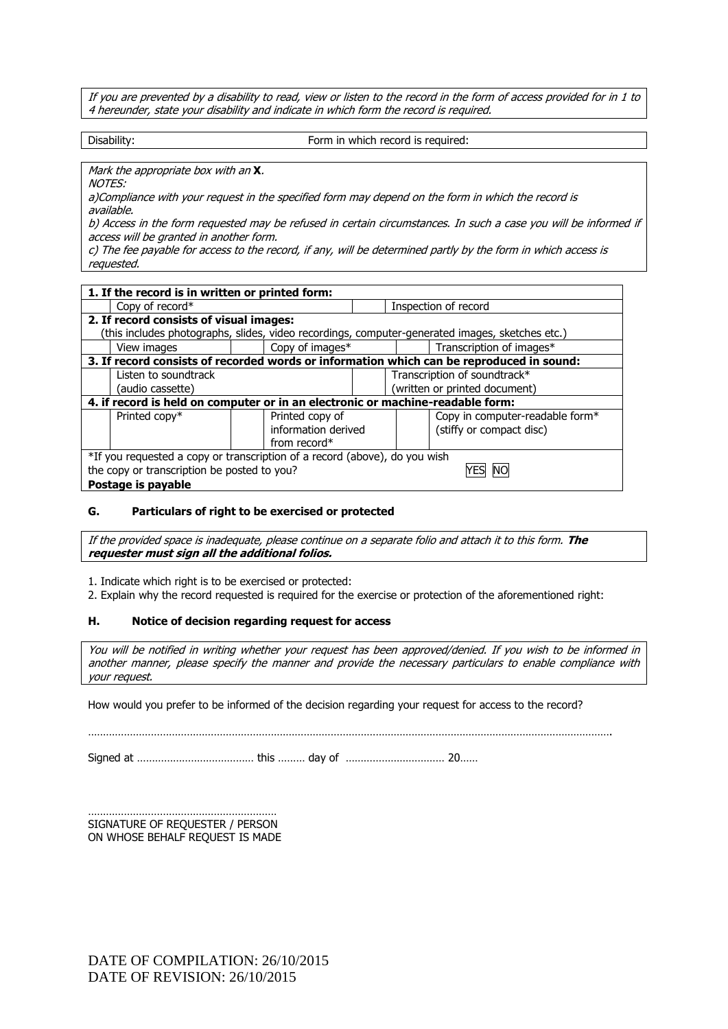*If you are prevented by a disability to read, view or listen to the record in the form of access provided for in 1 to 4 hereunder, state your disability and indicate in which form the record is required.*

| Disability: | Form in which record is required: |
|---|---|

*Mark the appropriate box with an* ***X****.*
*NOTES:*
*a)Compliance with your request in the specified form may depend on the form in which the record is available.*
*b) Access in the form requested may be refused in certain circumstances. In such a case you will be informed if access will be granted in another form.*
*c) The fee payable for access to the record, if any, will be determined partly by the form in which access is requested.*

| | | | | | |
|---|---|---|---|---|---|
| **1. If the record is in written or printed form:** | | | | | |
| | Copy of record* | | | | Inspection of record |
| **2. If record consists of visual images:** (this includes photographs, slides, video recordings, computer-generated images, sketches etc.) | | | | | |
| | View images | | Copy of images* | | Transcription of images* |
| **3. If record consists of recorded words or information which can be reproduced in sound:** | | | | | |
| | Listen to soundtrack (audio cassette) | | | | Transcription of soundtrack* (written or printed document) |
| **4. if record is held on computer or in an electronic or machine-readable form:** | | | | | |
| | Printed copy* | | Printed copy of information derived from record* | | Copy in computer-readable form* (stiffy or compact disc) |
| *If you requested a copy or transcription of a record (above), do you wish the copy or transcription be posted to you? **Postage is payable** | | | | | YES NO |

#### G. Particulars of right to be exercised or protected

*If the provided space is inadequate, please continue on a separate folio and attach it to this form.* ***The requester must sign all the additional folios.***

1. Indicate which right is to be exercised or protected:
2. Explain why the record requested is required for the exercise or protection of the aforementioned right:

#### H. Notice of decision regarding request for access

*You will be notified in writing whether your request has been approved/denied. If you wish to be informed in another manner, please specify the manner and provide the necessary particulars to enable compliance with your request.*

How would you prefer to be informed of the decision regarding your request for access to the record?

…………………………………………………………………………………………………………………………………………………………….

Signed at ………………………………… this ……… day of …………………………… 20……

…………………………………………………………
SIGNATURE OF REQUESTER / PERSON
ON WHOSE BEHALF REQUEST IS MADE

DATE OF COMPILATION: 26/10/2015
DATE OF REVISION: 26/10/2015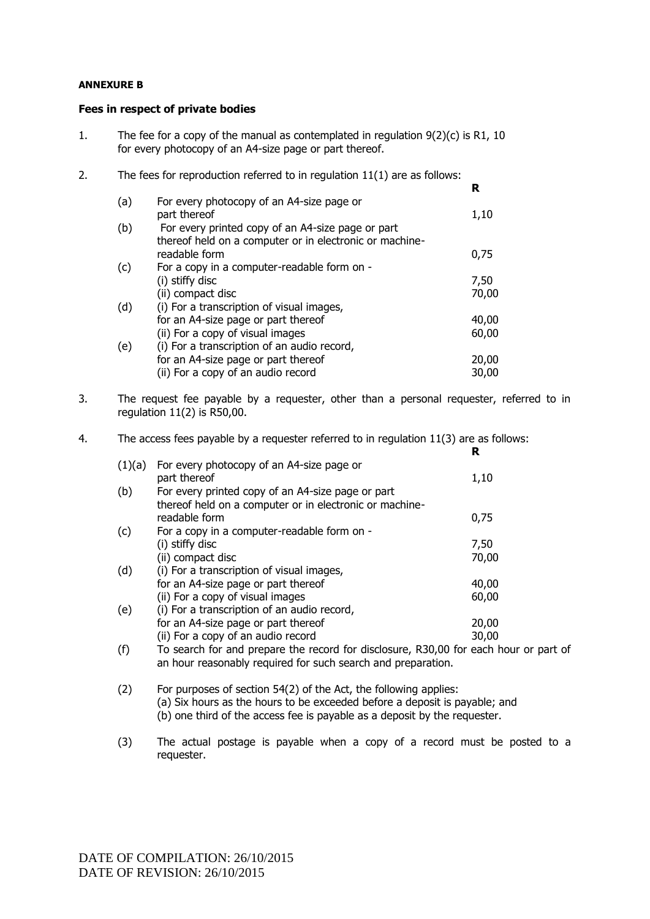**ANNEXURE B**

**Fees in respect of private bodies**

1. The fee for a copy of the manual as contemplated in regulation 9(2)(c) is R1, 10 for every photocopy of an A4-size page or part thereof.

2. The fees for reproduction referred to in regulation 11(1) are as follows:

| | | R |
|---|---|---|
| (a) | For every photocopy of an A4-size page or part thereof | 1,10 |
| (b) | For every printed copy of an A4-size page or part thereof held on a computer or in electronic or machine-readable form | 0,75 |
| (c) | For a copy in a computer-readable form on - | |
| | (i) stiffy disc | 7,50 |
| | (ii) compact disc | 70,00 |
| (d) | (i) For a transcription of visual images, for an A4-size page or part thereof | 40,00 |
| | (ii) For a copy of visual images | 60,00 |
| (e) | (i) For a transcription of an audio record, for an A4-size page or part thereof | 20,00 |
| | (ii) For a copy of an audio record | 30,00 |

3. The request fee payable by a requester, other than a personal requester, referred to in regulation 11(2) is R50,00.

4. The access fees payable by a requester referred to in regulation 11(3) are as follows:

| | | R |
|---|---|---|
| (1)(a) | For every photocopy of an A4-size page or part thereof | 1,10 |
| (b) | For every printed copy of an A4-size page or part thereof held on a computer or in electronic or machine-readable form | 0,75 |
| (c) | For a copy in a computer-readable form on - | |
| | (i) stiffy disc | 7,50 |
| | (ii) compact disc | 70,00 |
| (d) | (i) For a transcription of visual images, for an A4-size page or part thereof | 40,00 |
| | (ii) For a copy of visual images | 60,00 |
| (e) | (i) For a transcription of an audio record, for an A4-size page or part thereof | 20,00 |
| | (ii) For a copy of an audio record | 30,00 |

(f) To search for and prepare the record for disclosure, R30,00 for each hour or part of an hour reasonably required for such search and preparation.

(2) For purposes of section 54(2) of the Act, the following applies:
(a) Six hours as the hours to be exceeded before a deposit is payable; and
(b) one third of the access fee is payable as a deposit by the requester.

(3) The actual postage is payable when a copy of a record must be posted to a requester.

DATE OF COMPILATION: 26/10/2015
DATE OF REVISION: 26/10/2015